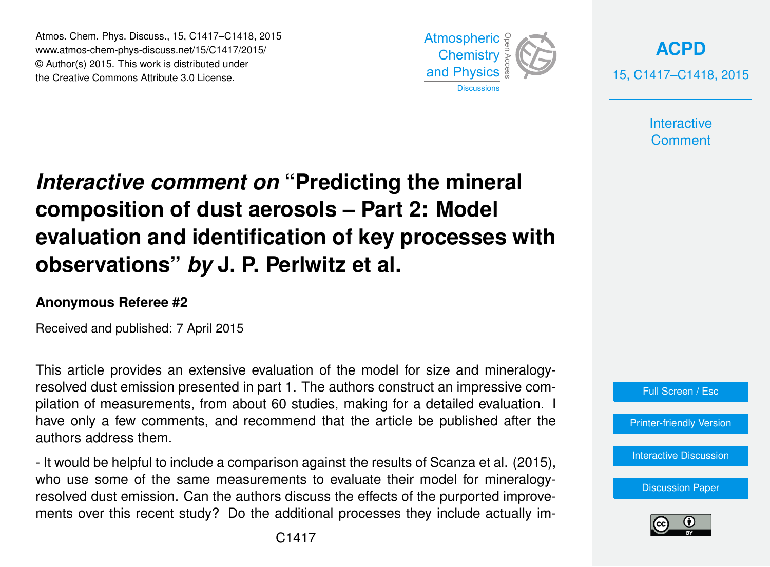# *Interactive comment on* "Predicting the mineral composition of dust aerosols – Part 2: Model evaluation and identification of key processes with observations" *by* J. P. Perlwitz et al.

**Anonymous Referee #2**

Received and published: 7 April 2015

This article provides an extensive evaluation of the model for size and mineralogy-resolved dust emission presented in part 1. The authors construct an impressive compilation of measurements, from about 60 studies, making for a detailed evaluation. I have only a few comments, and recommend that the article be published after the authors address them.

- It would be helpful to include a comparison against the results of Scanza et al. (2015), who use some of the same measurements to evaluate their model for mineralogy-resolved dust emission. Can the authors discuss the effects of the purported improvements over this recent study? Do the additional processes they include actually im-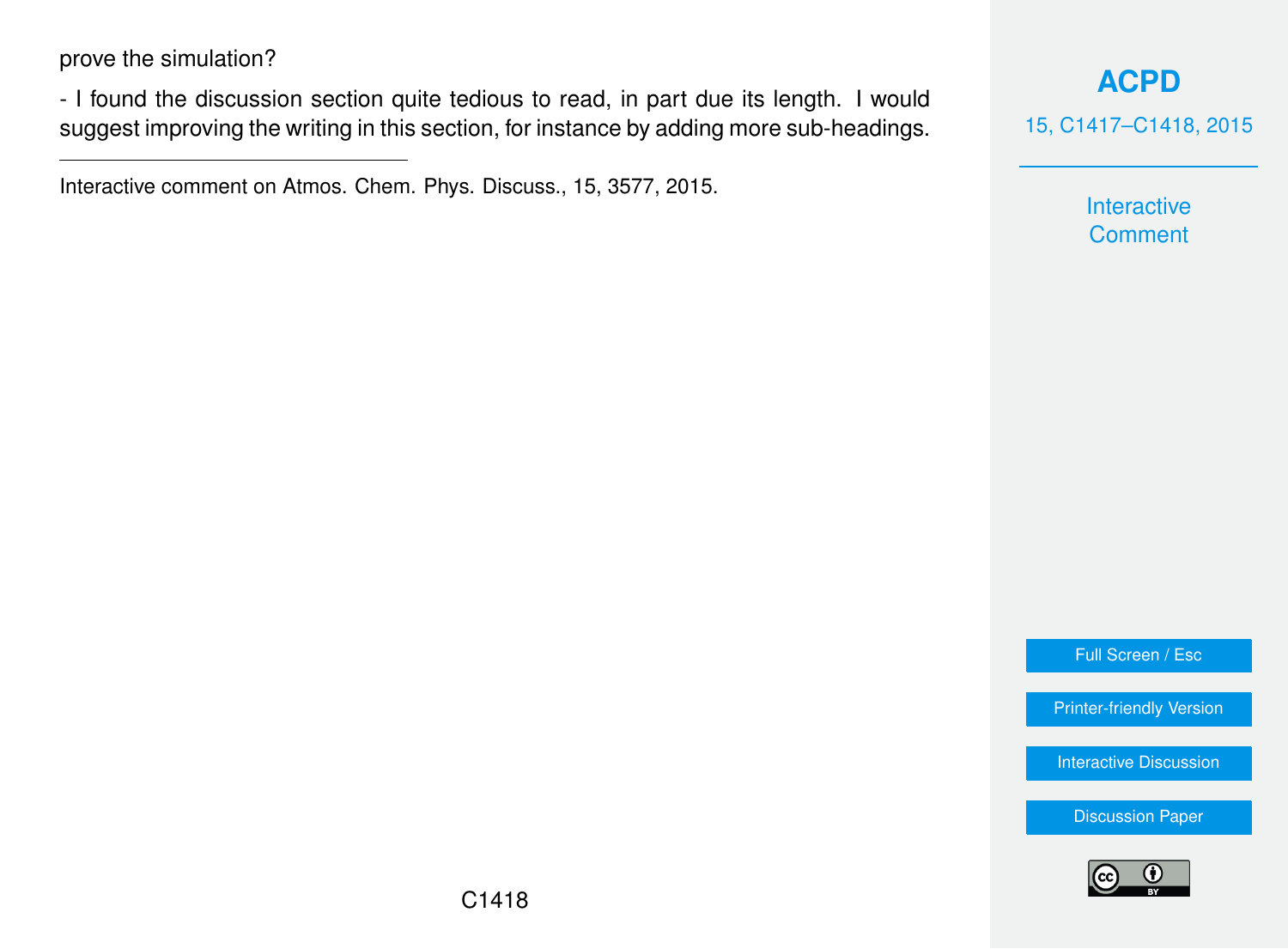prove the simulation?

- I found the discussion section quite tedious to read, in part due its length. I would suggest improving the writing in this section, for instance by adding more sub-headings.

---

Interactive comment on Atmos. Chem. Phys. Discuss., 15, 3577, 2015.